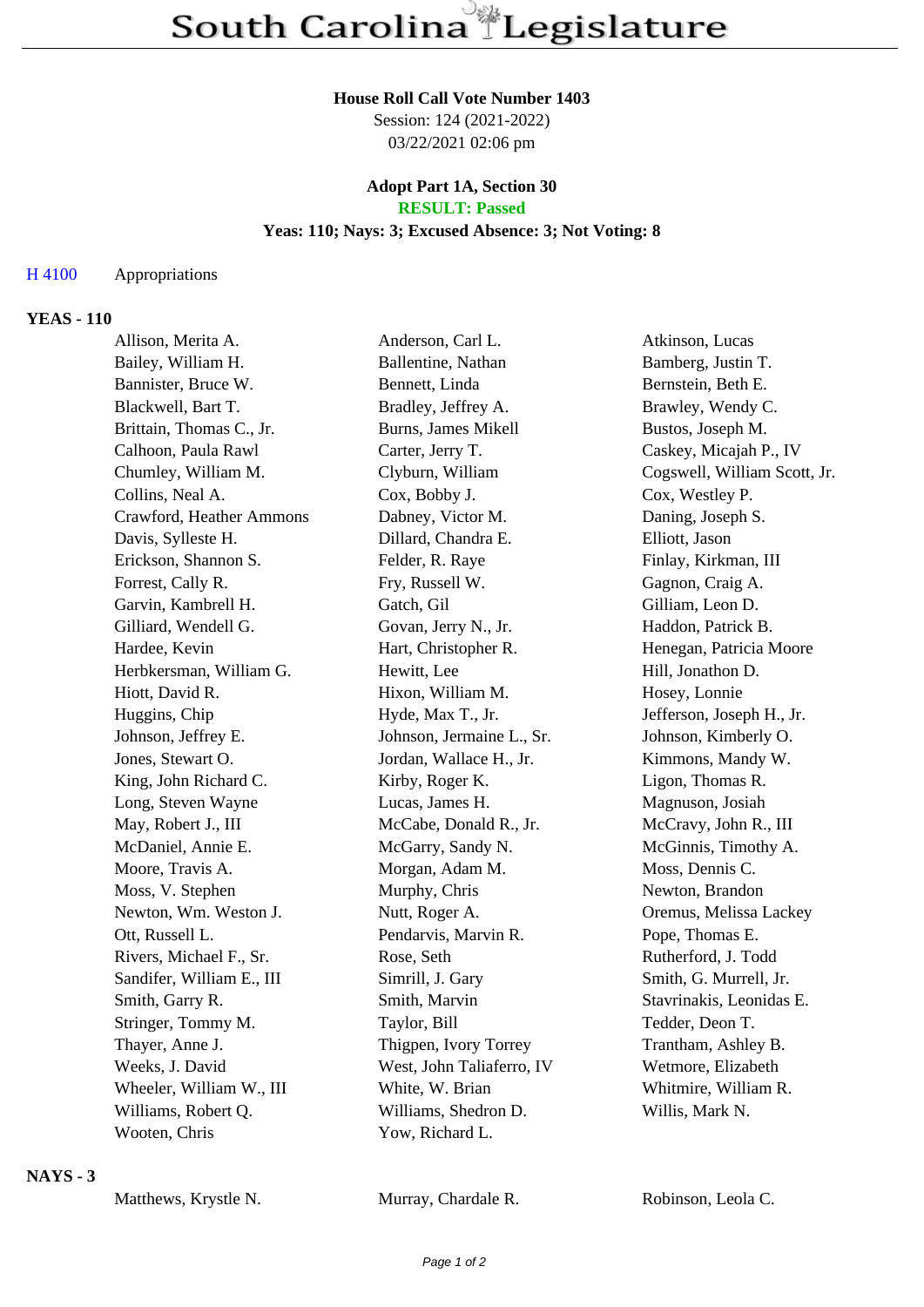# South Carolina Legislature

**House Roll Call Vote Number 1403**
Session: 124 (2021-2022)
03/22/2021 02:06 pm

**Adopt Part 1A, Section 30**
**RESULT: Passed**
**Yeas: 110; Nays: 3; Excused Absence: 3; Not Voting: 8**

H 4100 Appropriations

### YEAS - 110

| | | |
|---|---|---|
| Allison, Merita A. | Anderson, Carl L. | Atkinson, Lucas |
| Bailey, William H. | Ballentine, Nathan | Bamberg, Justin T. |
| Bannister, Bruce W. | Bennett, Linda | Bernstein, Beth E. |
| Blackwell, Bart T. | Bradley, Jeffrey A. | Brawley, Wendy C. |
| Brittain, Thomas C., Jr. | Burns, James Mikell | Bustos, Joseph M. |
| Calhoon, Paula Rawl | Carter, Jerry T. | Caskey, Micajah P., IV |
| Chumley, William M. | Clyburn, William | Cogswell, William Scott, Jr. |
| Collins, Neal A. | Cox, Bobby J. | Cox, Westley P. |
| Crawford, Heather Ammons | Dabney, Victor M. | Daning, Joseph S. |
| Davis, Sylleste H. | Dillard, Chandra E. | Elliott, Jason |
| Erickson, Shannon S. | Felder, R. Raye | Finlay, Kirkman, III |
| Forrest, Cally R. | Fry, Russell W. | Gagnon, Craig A. |
| Garvin, Kambrell H. | Gatch, Gil | Gilliam, Leon D. |
| Gilliard, Wendell G. | Govan, Jerry N., Jr. | Haddon, Patrick B. |
| Hardee, Kevin | Hart, Christopher R. | Henegan, Patricia Moore |
| Herbkersman, William G. | Hewitt, Lee | Hill, Jonathon D. |
| Hiott, David R. | Hixon, William M. | Hosey, Lonnie |
| Huggins, Chip | Hyde, Max T., Jr. | Jefferson, Joseph H., Jr. |
| Johnson, Jeffrey E. | Johnson, Jermaine L., Sr. | Johnson, Kimberly O. |
| Jones, Stewart O. | Jordan, Wallace H., Jr. | Kimmons, Mandy W. |
| King, John Richard C. | Kirby, Roger K. | Ligon, Thomas R. |
| Long, Steven Wayne | Lucas, James H. | Magnuson, Josiah |
| May, Robert J., III | McCabe, Donald R., Jr. | McCravy, John R., III |
| McDaniel, Annie E. | McGarry, Sandy N. | McGinnis, Timothy A. |
| Moore, Travis A. | Morgan, Adam M. | Moss, Dennis C. |
| Moss, V. Stephen | Murphy, Chris | Newton, Brandon |
| Newton, Wm. Weston J. | Nutt, Roger A. | Oremus, Melissa Lackey |
| Ott, Russell L. | Pendarvis, Marvin R. | Pope, Thomas E. |
| Rivers, Michael F., Sr. | Rose, Seth | Rutherford, J. Todd |
| Sandifer, William E., III | Simrill, J. Gary | Smith, G. Murrell, Jr. |
| Smith, Garry R. | Smith, Marvin | Stavrinakis, Leonidas E. |
| Stringer, Tommy M. | Taylor, Bill | Tedder, Deon T. |
| Thayer, Anne J. | Thigpen, Ivory Torrey | Trantham, Ashley B. |
| Weeks, J. David | West, John Taliaferro, IV | Wetmore, Elizabeth |
| Wheeler, William W., III | White, W. Brian | Whitmire, William R. |
| Williams, Robert Q. | Williams, Shedron D. | Willis, Mark N. |
| Wooten, Chris | Yow, Richard L. | |

### NAYS - 3

| | | |
|---|---|---|
| Matthews, Krystle N. | Murray, Chardale R. | Robinson, Leola C. |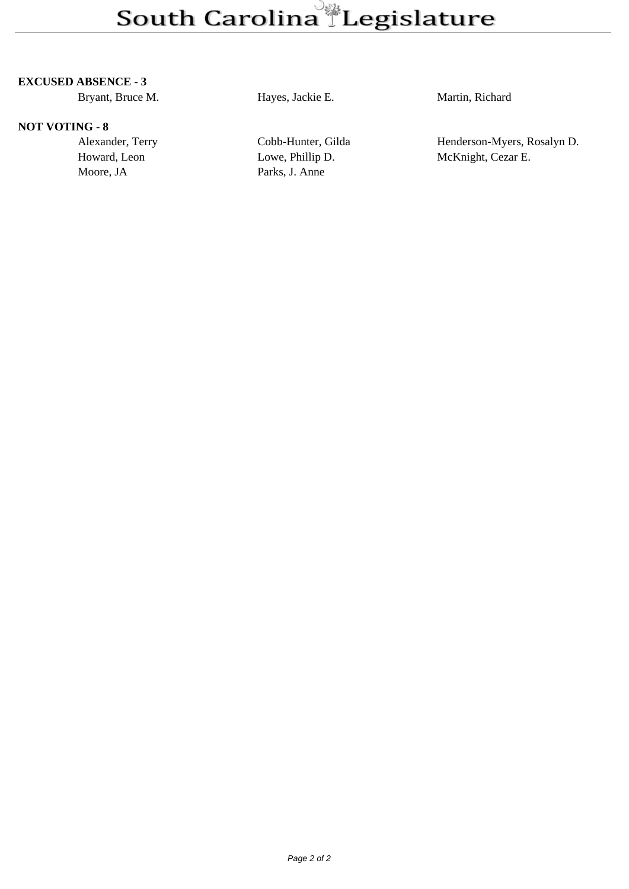**EXCUSED ABSENCE - 3**

| | | |
|---|---|---|
| Bryant, Bruce M. | Hayes, Jackie E. | Martin, Richard |

**NOT VOTING - 8**

| | | |
|---|---|---|
| Alexander, Terry | Cobb-Hunter, Gilda | Henderson-Myers, Rosalyn D. |
| Howard, Leon | Lowe, Phillip D. | McKnight, Cezar E. |
| Moore, JA | Parks, J. Anne | |